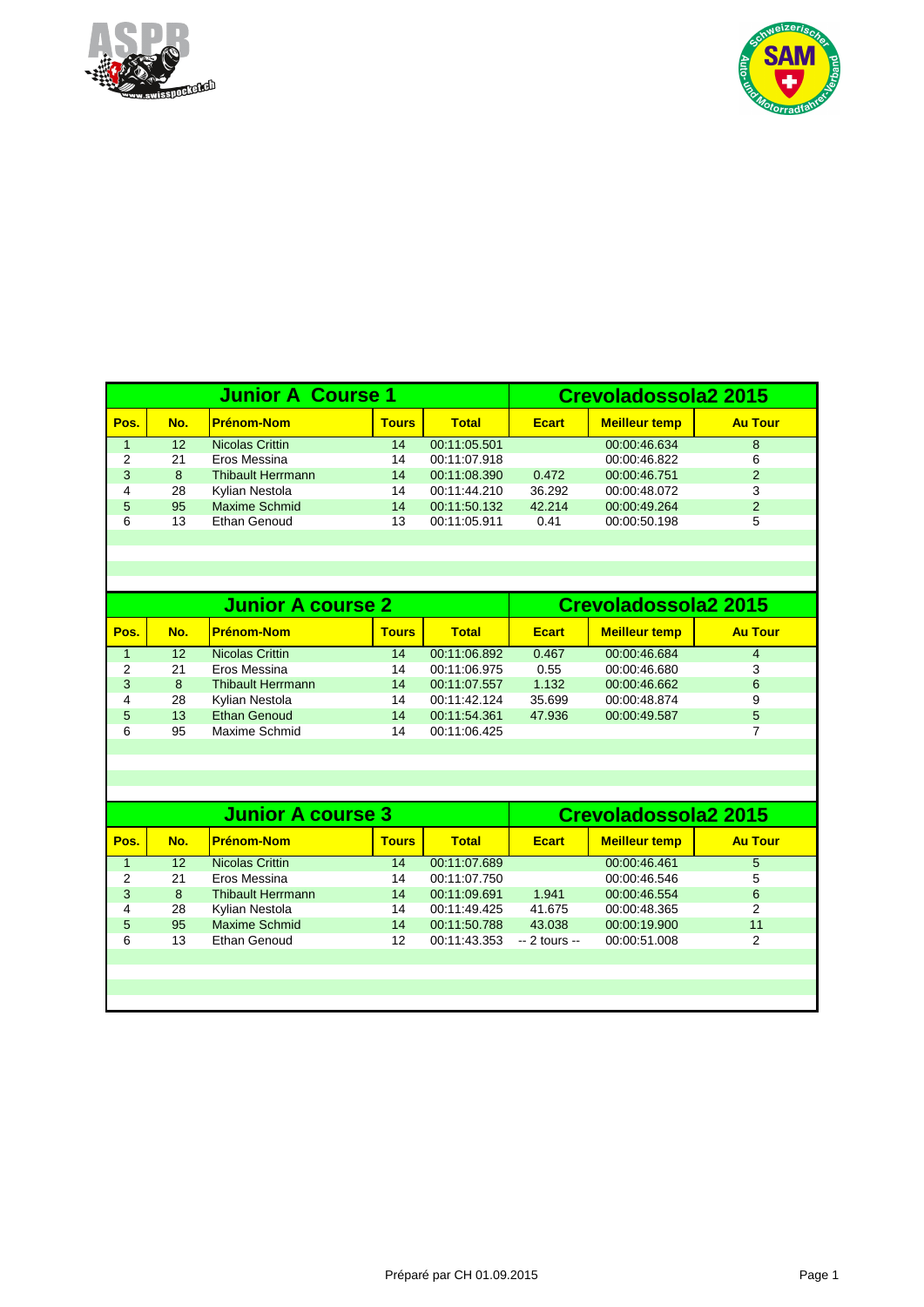## Junior A Course 1 — Crevoladossola2 2015

| Pos. | No. | Prénom-Nom | Tours | Total | Ecart | Meilleur temp | Au Tour |
|---|---|---|---|---|---|---|---|
| 1 | 12 | Nicolas Crittin | 14 | 00:11:05.501 | | 00:00:46.634 | 8 |
| 2 | 21 | Eros Messina | 14 | 00:11:07.918 | | 00:00:46.822 | 6 |
| 3 | 8 | Thibault Herrmann | 14 | 00:11:08.390 | 0.472 | 00:00:46.751 | 2 |
| 4 | 28 | Kylian Nestola | 14 | 00:11:44.210 | 36.292 | 00:00:48.072 | 3 |
| 5 | 95 | Maxime Schmid | 14 | 00:11:50.132 | 42.214 | 00:00:49.264 | 2 |
| 6 | 13 | Ethan Genoud | 13 | 00:11:05.911 | 0.41 | 00:00:50.198 | 5 |

## Junior A course 2 — Crevoladossola2 2015

| Pos. | No. | Prénom-Nom | Tours | Total | Ecart | Meilleur temp | Au Tour |
|---|---|---|---|---|---|---|---|
| 1 | 12 | Nicolas Crittin | 14 | 00:11:06.892 | 0.467 | 00:00:46.684 | 4 |
| 2 | 21 | Eros Messina | 14 | 00:11:06.975 | 0.55 | 00:00:46.680 | 3 |
| 3 | 8 | Thibault Herrmann | 14 | 00:11:07.557 | 1.132 | 00:00:46.662 | 6 |
| 4 | 28 | Kylian Nestola | 14 | 00:11:42.124 | 35.699 | 00:00:48.874 | 9 |
| 5 | 13 | Ethan Genoud | 14 | 00:11:54.361 | 47.936 | 00:00:49.587 | 5 |
| 6 | 95 | Maxime Schmid | 14 | 00:11:06.425 | | | 7 |

## Junior A course 3 — Crevoladossola2 2015

| Pos. | No. | Prénom-Nom | Tours | Total | Ecart | Meilleur temp | Au Tour |
|---|---|---|---|---|---|---|---|
| 1 | 12 | Nicolas Crittin | 14 | 00:11:07.689 | | 00:00:46.461 | 5 |
| 2 | 21 | Eros Messina | 14 | 00:11:07.750 | | 00:00:46.546 | 5 |
| 3 | 8 | Thibault Herrmann | 14 | 00:11:09.691 | 1.941 | 00:00:46.554 | 6 |
| 4 | 28 | Kylian Nestola | 14 | 00:11:49.425 | 41.675 | 00:00:48.365 | 2 |
| 5 | 95 | Maxime Schmid | 14 | 00:11:50.788 | 43.038 | 00:00:19.900 | 11 |
| 6 | 13 | Ethan Genoud | 12 | 00:11:43.353 | -- 2 tours -- | 00:00:51.008 | 2 |

Préparé par CH 01.09.2015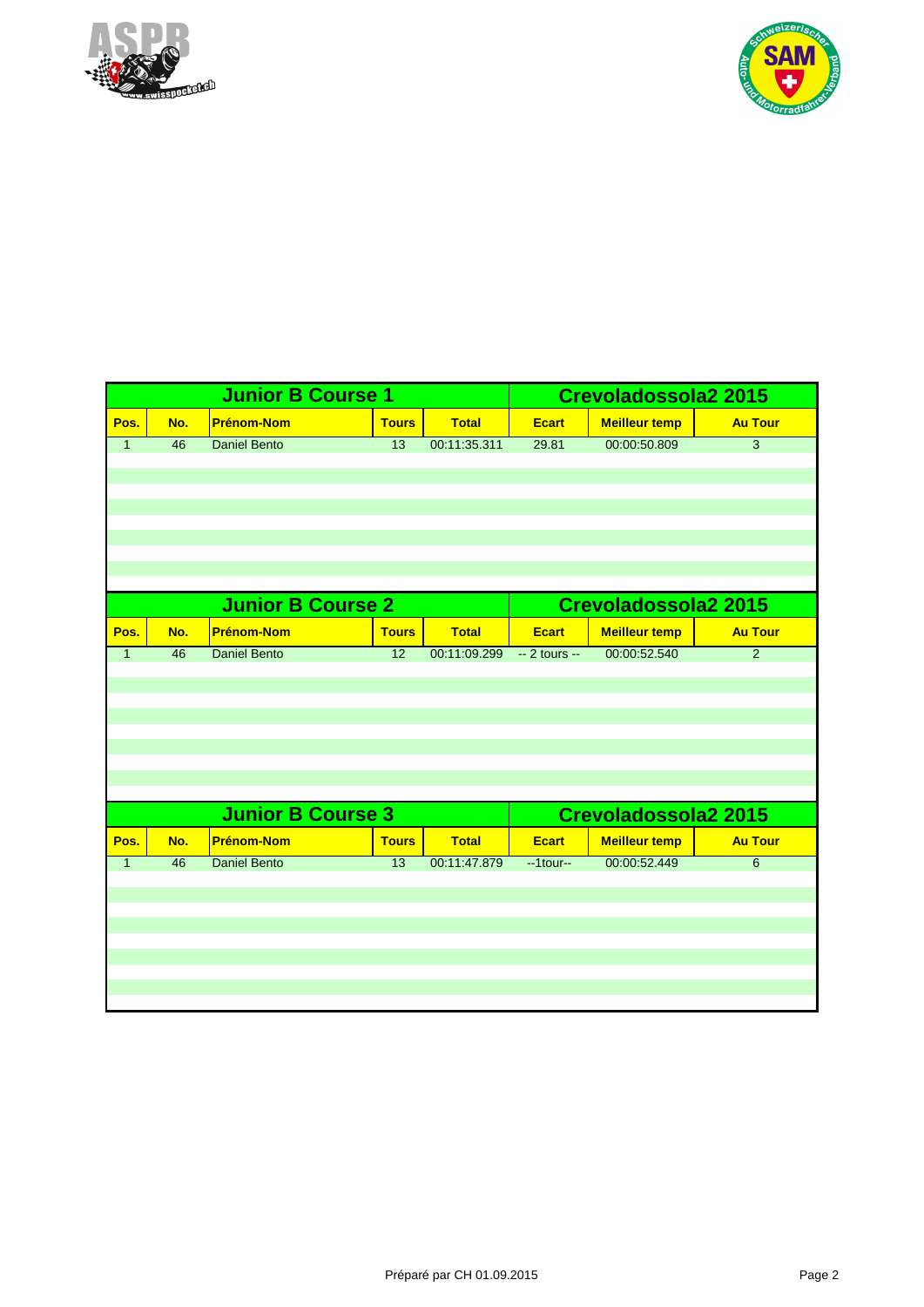| Junior B Course 1 | | | | | Crevoladossola2 2015 | | |
|---|---|---|---|---|---|---|---|
| **Pos.** | **No.** | **Prénom-Nom** | **Tours** | **Total** | **Ecart** | **Meilleur temp** | **Au Tour** |
| 1 | 46 | Daniel Bento | 13 | 00:11:35.311 | 29.81 | 00:00:50.809 | 3 |

| Junior B Course 2 | | | | | Crevoladossola2 2015 | | |
|---|---|---|---|---|---|---|---|
| **Pos.** | **No.** | **Prénom-Nom** | **Tours** | **Total** | **Ecart** | **Meilleur temp** | **Au Tour** |
| 1 | 46 | Daniel Bento | 12 | 00:11:09.299 | -- 2 tours -- | 00:00:52.540 | 2 |

| Junior B Course 3 | | | | | Crevoladossola2 2015 | | |
|---|---|---|---|---|---|---|---|
| **Pos.** | **No.** | **Prénom-Nom** | **Tours** | **Total** | **Ecart** | **Meilleur temp** | **Au Tour** |
| 1 | 46 | Daniel Bento | 13 | 00:11:47.879 | --1tour-- | 00:00:52.449 | 6 |

Préparé par CH 01.09.2015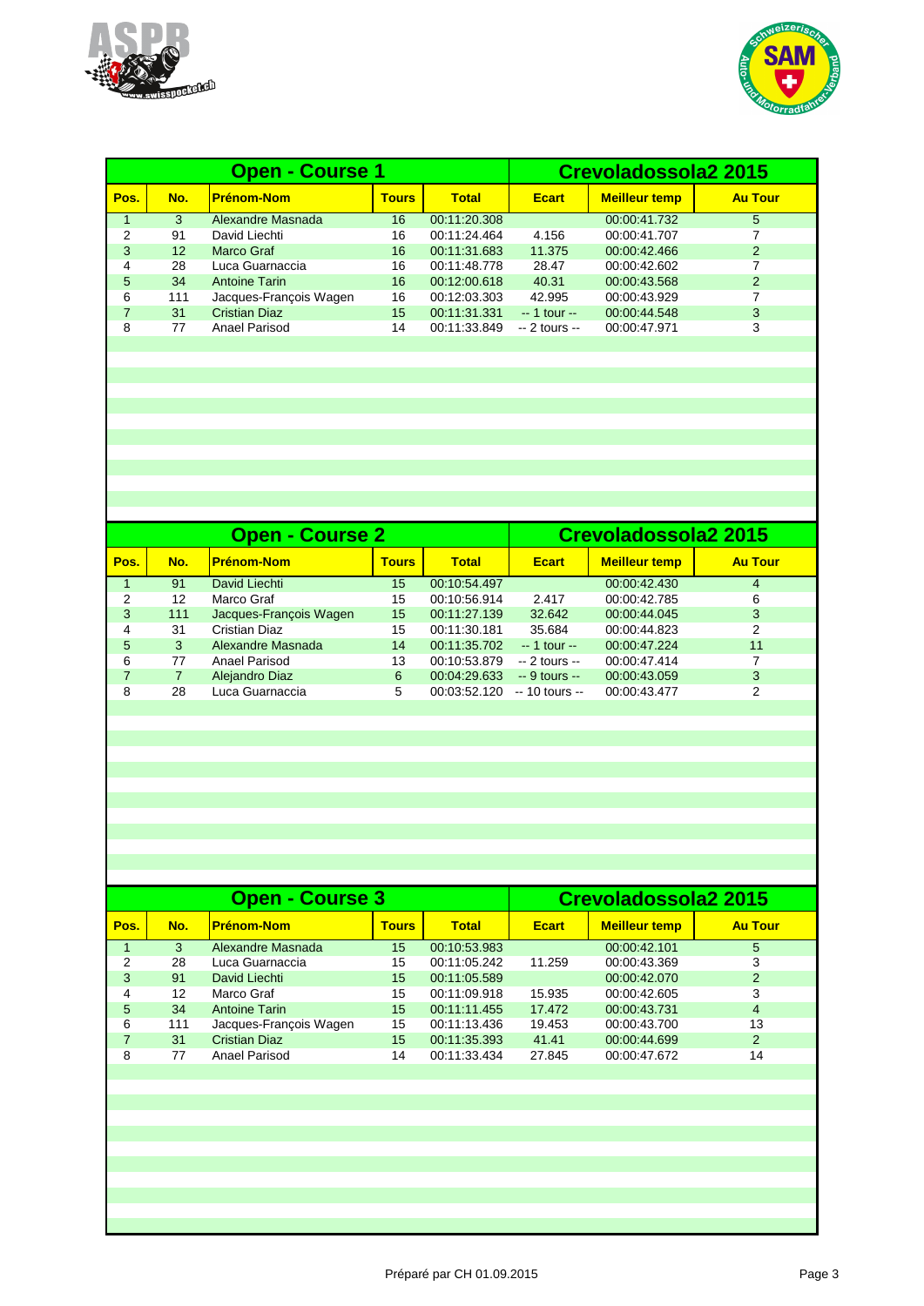## Open - Course 1 — Crevoladossola2 2015

| Pos. | No. | Prénom-Nom | Tours | Total | Ecart | Meilleur temp | Au Tour |
|---|---|---|---|---|---|---|---|
| 1 | 3 | Alexandre Masnada | 16 | 00:11:20.308 | | 00:00:41.732 | 5 |
| 2 | 91 | David Liechti | 16 | 00:11:24.464 | 4.156 | 00:00:41.707 | 7 |
| 3 | 12 | Marco Graf | 16 | 00:11:31.683 | 11.375 | 00:00:42.466 | 2 |
| 4 | 28 | Luca Guarnaccia | 16 | 00:11:48.778 | 28.47 | 00:00:42.602 | 7 |
| 5 | 34 | Antoine Tarin | 16 | 00:12:00.618 | 40.31 | 00:00:43.568 | 2 |
| 6 | 111 | Jacques-François Wagen | 16 | 00:12:03.303 | 42.995 | 00:00:43.929 | 7 |
| 7 | 31 | Cristian Diaz | 15 | 00:11:31.331 | -- 1 tour -- | 00:00:44.548 | 3 |
| 8 | 77 | Anael Parisod | 14 | 00:11:33.849 | -- 2 tours -- | 00:00:47.971 | 3 |

## Open - Course 2 — Crevoladossola2 2015

| Pos. | No. | Prénom-Nom | Tours | Total | Ecart | Meilleur temp | Au Tour |
|---|---|---|---|---|---|---|---|
| 1 | 91 | David Liechti | 15 | 00:10:54.497 | | 00:00:42.430 | 4 |
| 2 | 12 | Marco Graf | 15 | 00:10:56.914 | 2.417 | 00:00:42.785 | 6 |
| 3 | 111 | Jacques-François Wagen | 15 | 00:11:27.139 | 32.642 | 00:00:44.045 | 3 |
| 4 | 31 | Cristian Diaz | 15 | 00:11:30.181 | 35.684 | 00:00:44.823 | 2 |
| 5 | 3 | Alexandre Masnada | 14 | 00:11:35.702 | -- 1 tour -- | 00:00:47.224 | 11 |
| 6 | 77 | Anael Parisod | 13 | 00:10:53.879 | -- 2 tours -- | 00:00:47.414 | 7 |
| 7 | 7 | Alejandro Diaz | 6 | 00:04:29.633 | -- 9 tours -- | 00:00:43.059 | 3 |
| 8 | 28 | Luca Guarnaccia | 5 | 00:03:52.120 | -- 10 tours -- | 00:00:43.477 | 2 |

## Open - Course 3 — Crevoladossola2 2015

| Pos. | No. | Prénom-Nom | Tours | Total | Ecart | Meilleur temp | Au Tour |
|---|---|---|---|---|---|---|---|
| 1 | 3 | Alexandre Masnada | 15 | 00:10:53.983 | | 00:00:42.101 | 5 |
| 2 | 28 | Luca Guarnaccia | 15 | 00:11:05.242 | 11.259 | 00:00:43.369 | 3 |
| 3 | 91 | David Liechti | 15 | 00:11:05.589 | | 00:00:42.070 | 2 |
| 4 | 12 | Marco Graf | 15 | 00:11:09.918 | 15.935 | 00:00:42.605 | 3 |
| 5 | 34 | Antoine Tarin | 15 | 00:11:11.455 | 17.472 | 00:00:43.731 | 4 |
| 6 | 111 | Jacques-François Wagen | 15 | 00:11:13.436 | 19.453 | 00:00:43.700 | 13 |
| 7 | 31 | Cristian Diaz | 15 | 00:11:35.393 | 41.41 | 00:00:44.699 | 2 |
| 8 | 77 | Anael Parisod | 14 | 00:11:33.434 | 27.845 | 00:00:47.672 | 14 |

Préparé par CH 01.09.2015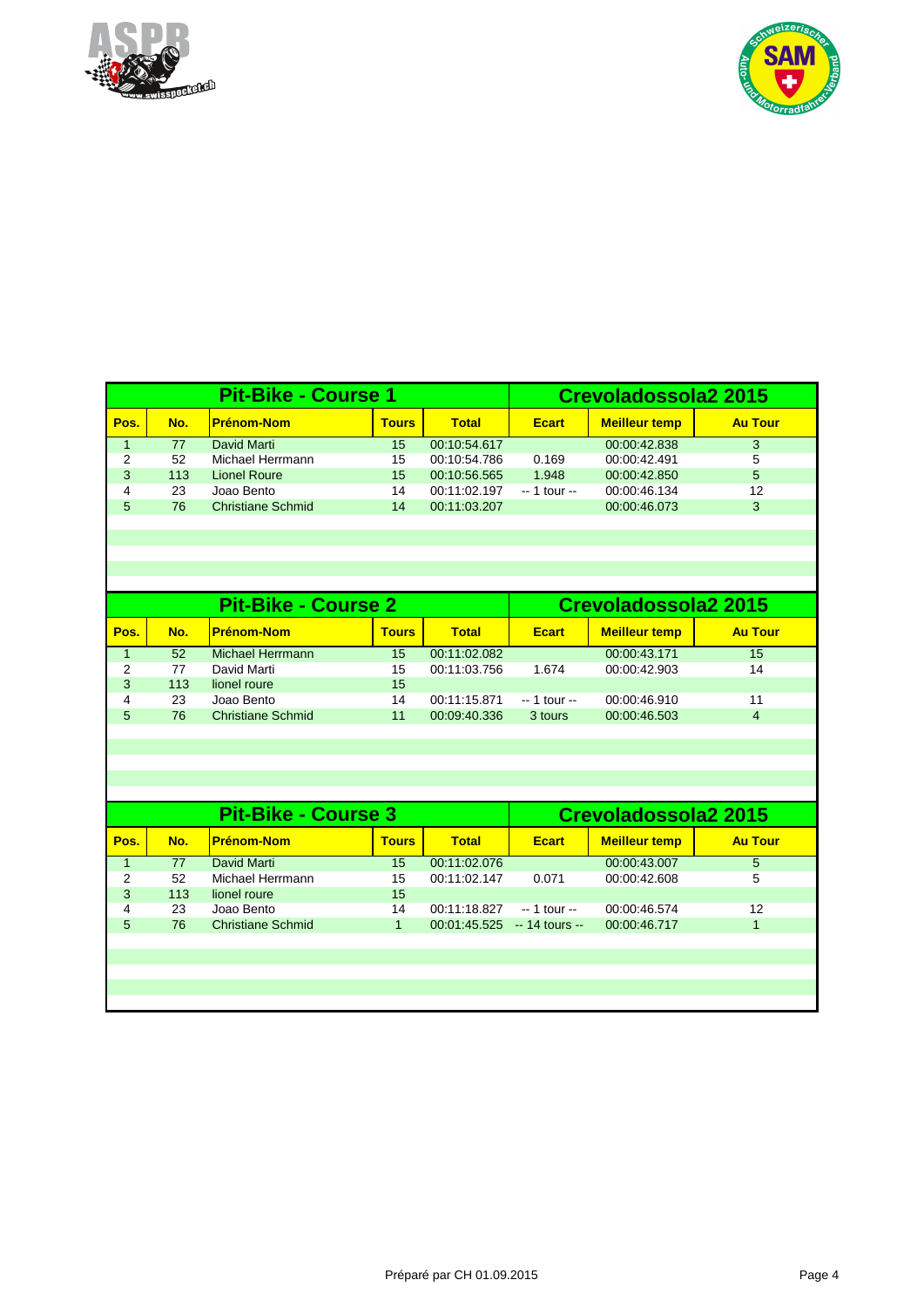## Pit-Bike - Course 1 — Crevoladossola2 2015

| Pos. | No. | Prénom-Nom | Tours | Total | Ecart | Meilleur temp | Au Tour |
|---|---|---|---|---|---|---|---|
| 1 | 77 | David Marti | 15 | 00:10:54.617 | | 00:00:42.838 | 3 |
| 2 | 52 | Michael Herrmann | 15 | 00:10:54.786 | 0.169 | 00:00:42.491 | 5 |
| 3 | 113 | Lionel Roure | 15 | 00:10:56.565 | 1.948 | 00:00:42.850 | 5 |
| 4 | 23 | Joao Bento | 14 | 00:11:02.197 | -- 1 tour -- | 00:00:46.134 | 12 |
| 5 | 76 | Christiane Schmid | 14 | 00:11:03.207 | | 00:00:46.073 | 3 |

## Pit-Bike - Course 2 — Crevoladossola2 2015

| Pos. | No. | Prénom-Nom | Tours | Total | Ecart | Meilleur temp | Au Tour |
|---|---|---|---|---|---|---|---|
| 1 | 52 | Michael Herrmann | 15 | 00:11:02.082 | | 00:00:43.171 | 15 |
| 2 | 77 | David Marti | 15 | 00:11:03.756 | 1.674 | 00:00:42.903 | 14 |
| 3 | 113 | lionel roure | 15 | | | | |
| 4 | 23 | Joao Bento | 14 | 00:11:15.871 | -- 1 tour -- | 00:00:46.910 | 11 |
| 5 | 76 | Christiane Schmid | 11 | 00:09:40.336 | 3 tours | 00:00:46.503 | 4 |

## Pit-Bike - Course 3 — Crevoladossola2 2015

| Pos. | No. | Prénom-Nom | Tours | Total | Ecart | Meilleur temp | Au Tour |
|---|---|---|---|---|---|---|---|
| 1 | 77 | David Marti | 15 | 00:11:02.076 | | 00:00:43.007 | 5 |
| 2 | 52 | Michael Herrmann | 15 | 00:11:02.147 | 0.071 | 00:00:42.608 | 5 |
| 3 | 113 | lionel roure | 15 | | | | |
| 4 | 23 | Joao Bento | 14 | 00:11:18.827 | -- 1 tour -- | 00:00:46.574 | 12 |
| 5 | 76 | Christiane Schmid | 1 | 00:01:45.525 | -- 14 tours -- | 00:00:46.717 | 1 |

Préparé par CH 01.09.2015